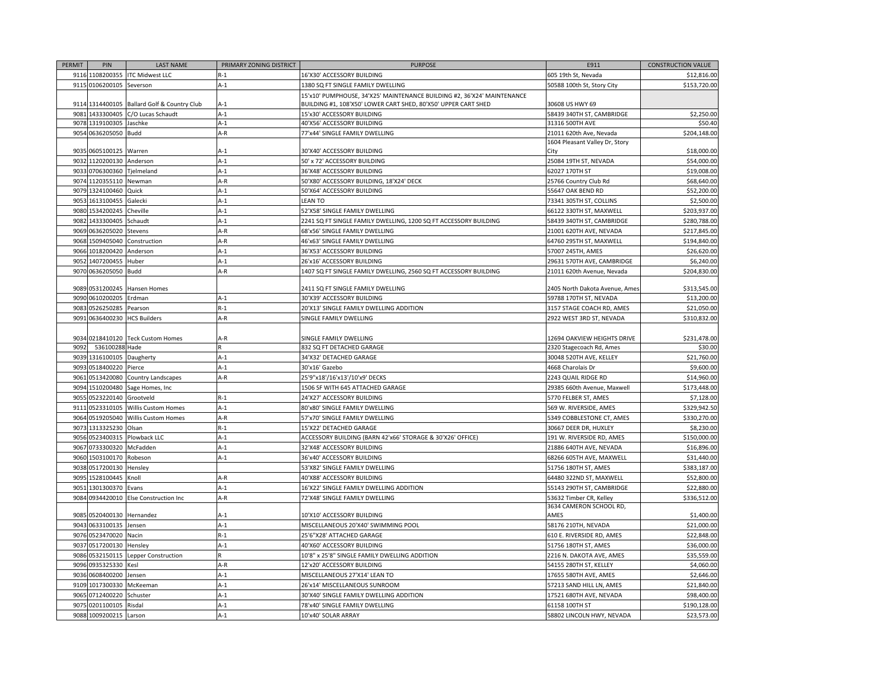| PERMIT | PIN | LAST NAME | PRIMARY ZONING DISTRICT | PURPOSE | E911 | CONSTRUCTION VALUE |
|---|---|---|---|---|---|---|
| 9116 | 1108200355 | ITC Midwest LLC | R-1 | 16'X30' ACCESSORY BUILDING | 605 19th St, Nevada | $12,816.00 |
| 9115 | 0106200105 | Severson | A-1 | 1380 SQ FT SINGLE FAMILY DWELLING | 50588 100th St, Story City | $153,720.00 |
| 9114 | 1314400105 | Ballard Golf & Country Club | A-1 | 15'x10' PUMPHOUSE, 34'X25' MAINTENANCE BUILDING #2, 36'X24' MAINTENANCE BUILDING #1, 108'X50' LOWER CART SHED, 80'X50' UPPER CART SHED | 30608 US HWY 69 | |
| 9081 | 1433300405 | C/O Lucas Schaudt | A-1 | 15'x30' ACCESSORY BUILDING | 58439 340TH ST, CAMBRIDGE | $2,250.00 |
| 9078 | 1319100305 | Jaschke | A-1 | 40'X56' ACCESSORY BUILDING | 31316 500TH AVE | $50.40 |
| 9054 | 0636205050 | Budd | A-R | 77'x44' SINGLE FAMILY DWELLING | 21011 620th Ave, Nevada | $204,148.00 |
| 9035 | 0605100125 | Warren | A-1 | 30'X40' ACCESSORY BUILDING | 1604 Pleasant Valley Dr, Story City | $18,000.00 |
| 9032 | 1120200130 | Anderson | A-1 | 50' x 72' ACCESSORY BUILDING | 25084 19TH ST, NEVADA | $54,000.00 |
| 9033 | 0706300360 | Tjelmeland | A-1 | 36'X48' ACCESSORY BUILDING | 62027 170TH ST | $19,008.00 |
| 9074 | 1120355110 | Newman | A-R | 50'X80' ACCESSORY BUILDING, 18'X24' DECK | 25766 Country Club Rd | $68,640.00 |
| 9079 | 1324100460 | Quick | A-1 | 50'X64' ACCESSORY BUILDING | 55647 OAK BEND RD | $52,200.00 |
| 9053 | 1613100455 | Galecki | A-1 | LEAN TO | 73341 305TH ST, COLLINS | $2,500.00 |
| 9080 | 1534200245 | Cheville | A-1 | 52'X58' SINGLE FAMILY DWELLING | 66122 330TH ST, MAXWELL | $203,937.00 |
| 9082 | 1433300405 | Schaudt | A-1 | 2241 SQ FT SINGLE FAMILY DWELLING, 1200 SQ FT ACCESSORY BUILDING | 58439 340TH ST, CAMBRIDGE | $280,788.00 |
| 9069 | 0636205020 | Stevens | A-R | 68'x56' SINGLE FAMILY DWELLING | 21001 620TH AVE, NEVADA | $217,845.00 |
| 9068 | 1509405040 | Construction | A-R | 46'x63' SINGLE FAMILY DWELLING | 64760 295TH ST, MAXWELL | $194,840.00 |
| 9066 | 1018200420 | Anderson | A-1 | 36'X53' ACCESSORY BUILDING | 57007 245TH, AMES | $26,620.00 |
| 9052 | 1407200455 | Huber | A-1 | 26'x16' ACCESSORY BUILDING | 29631 570TH AVE, CAMBRIDGE | $6,240.00 |
| 9070 | 0636205050 | Budd | A-R | 1407 SQ FT SINGLE FAMILY DWELLING, 2560 SQ FT ACCESSORY BUILDING | 21011 620th Avenue, Nevada | $204,830.00 |
| 9089 | 0531200245 | Hansen Homes | | 2411 SQ FT SINGLE FAMILY DWELLING | 2405 North Dakota Avenue, Ames | $313,545.00 |
| 9090 | 0610200205 | Erdman | A-1 | 30'X39' ACCESSORY BUILDING | 59788 170TH ST, NEVADA | $13,200.00 |
| 9083 | 0526250285 | Pearson | R-1 | 20'X13' SINGLE FAMILY DWELLING ADDITION | 3157 STAGE COACH RD, AMES | $21,050.00 |
| 9091 | 0636400230 | HCS Builders | A-R | SINGLE FAMILY DWELLING | 2922 WEST 3RD ST, NEVADA | $310,832.00 |
| 9034 | 0218410120 | Teck Custom Homes | A-R | SINGLE FAMILY DWELLING | 12694 OAKVIEW HEIGHTS DRIVE | $231,478.00 |
| 9092 | 536100288 | Hade | R | 832 SQ FT DETACHED GARAGE | 2320 Stagecoach Rd, Ames | $30.00 |
| 9039 | 1316100105 | Daugherty | A-1 | 34'X32' DETACHED GARAGE | 30048 520TH AVE, KELLEY | $21,760.00 |
| 9093 | 0518400220 | Pierce | A-1 | 30'x16' Gazebo | 4668 Charolais Dr | $9,600.00 |
| 9061 | 0513420080 | Country Landscapes | A-R | 25'9"x18'/16'x13'/10'x9' DECKS | 2243 QUAIL RIDGE RD | $14,960.00 |
| 9094 | 1510200480 | Sage Homes, Inc | | 1506 SF WITH 645 ATTACHED GARAGE | 29385 660th Avenue, Maxwell | $173,448.00 |
| 9055 | 0523220140 | Grootveld | R-1 | 24'X27' ACCESSORY BUILDING | 5770 FELBER ST, AMES | $7,128.00 |
| 9111 | 0523310105 | Willis Custom Homes | A-1 | 80'x80' SINGLE FAMILY DWELLING | 569 W. RIVERSIDE, AMES | $329,942.50 |
| 9064 | 0519205040 | Willis Custom Homes | A-R | 57'x70' SINGLE FAMILY DWELLING | 5349 COBBLESTONE CT, AMES | $330,270.00 |
| 9073 | 1313325230 | Olsan | R-1 | 15'X22' DETACHED GARAGE | 30667 DEER DR, HUXLEY | $8,230.00 |
| 9056 | 0523400315 | Plowback LLC | A-1 | ACCESSORY BUILDING (BARN 42'x66' STORAGE & 30'X26' OFFICE) | 191 W. RIVERSIDE RD, AMES | $150,000.00 |
| 9067 | 0733300320 | McFadden | A-1 | 32'X48' ACCESSORY BUILDING | 21886 640TH AVE, NEVADA | $16,896.00 |
| 9060 | 1503100170 | Robeson | A-1 | 36'x40' ACCESSORY BUILDING | 68266 605TH AVE, MAXWELL | $31,440.00 |
| 9038 | 0517200130 | Hensley | | 53'X82' SINGLE FAMILY DWELLING | 51756 180TH ST, AMES | $383,187.00 |
| 9095 | 1528100445 | Knoll | A-R | 40'X88' ACCESSORY BUILDING | 64480 322ND ST, MAXWELL | $52,800.00 |
| 9051 | 1301300370 | Evans | A-1 | 16'X22' SINGLE FAMILY DWELLING ADDITION | 55143 290TH ST, CAMBRIDGE | $22,880.00 |
| 9084 | 0934420010 | Else Construction Inc | A-R | 72'X48' SINGLE FAMILY DWELLING | 53632 Timber CR, Kelley | $336,512.00 |
| 9085 | 0520400130 | Hernandez | A-1 | 10'X10' ACCESSORY BUILDING | 3634 CAMERON SCHOOL RD, AMES | $1,400.00 |
| 9043 | 0633100135 | Jensen | A-1 | MISCELLANEOUS 20'X40' SWIMMING POOL | 58176 210TH, NEVADA | $21,000.00 |
| 9076 | 0523470020 | Nacin | R-1 | 25'6"X28' ATTACHED GARAGE | 610 E. RIVERSIDE RD, AMES | $22,848.00 |
| 9037 | 0517200130 | Hensley | A-1 | 40'X60' ACCESSORY BUILDING | 51756 180TH ST, AMES | $36,000.00 |
| 9086 | 0532150115 | Lepper Construction | R | 10'8" x 25'8" SINGLE FAMILY DWELLING ADDITION | 2216 N. DAKOTA AVE, AMES | $35,559.00 |
| 9096 | 0935325330 | Kesl | A-R | 12'x20' ACCESSORY BUILDING | 54155 280TH ST, KELLEY | $4,060.00 |
| 9036 | 0608400200 | Jensen | A-1 | MISCELLANEOUS 27'X14' LEAN TO | 17655 580TH AVE, AMES | $2,646.00 |
| 9109 | 1017300330 | McKeeman | A-1 | 26'x14' MISCELLANEOUS SUNROOM | 57213 SAND HILL LN, AMES | $21,840.00 |
| 9065 | 0712400220 | Schuster | A-1 | 30'X40' SINGLE FAMILY DWELLING ADDITION | 17521 680TH AVE, NEVADA | $98,400.00 |
| 9075 | 0201100105 | Risdal | A-1 | 78'x40' SINGLE FAMILY DWELLING | 61158 100TH ST | $190,128.00 |
| 9088 | 1009200215 | Larson | A-1 | 10'x40' SOLAR ARRAY | 58802 LINCOLN HWY, NEVADA | $23,573.00 |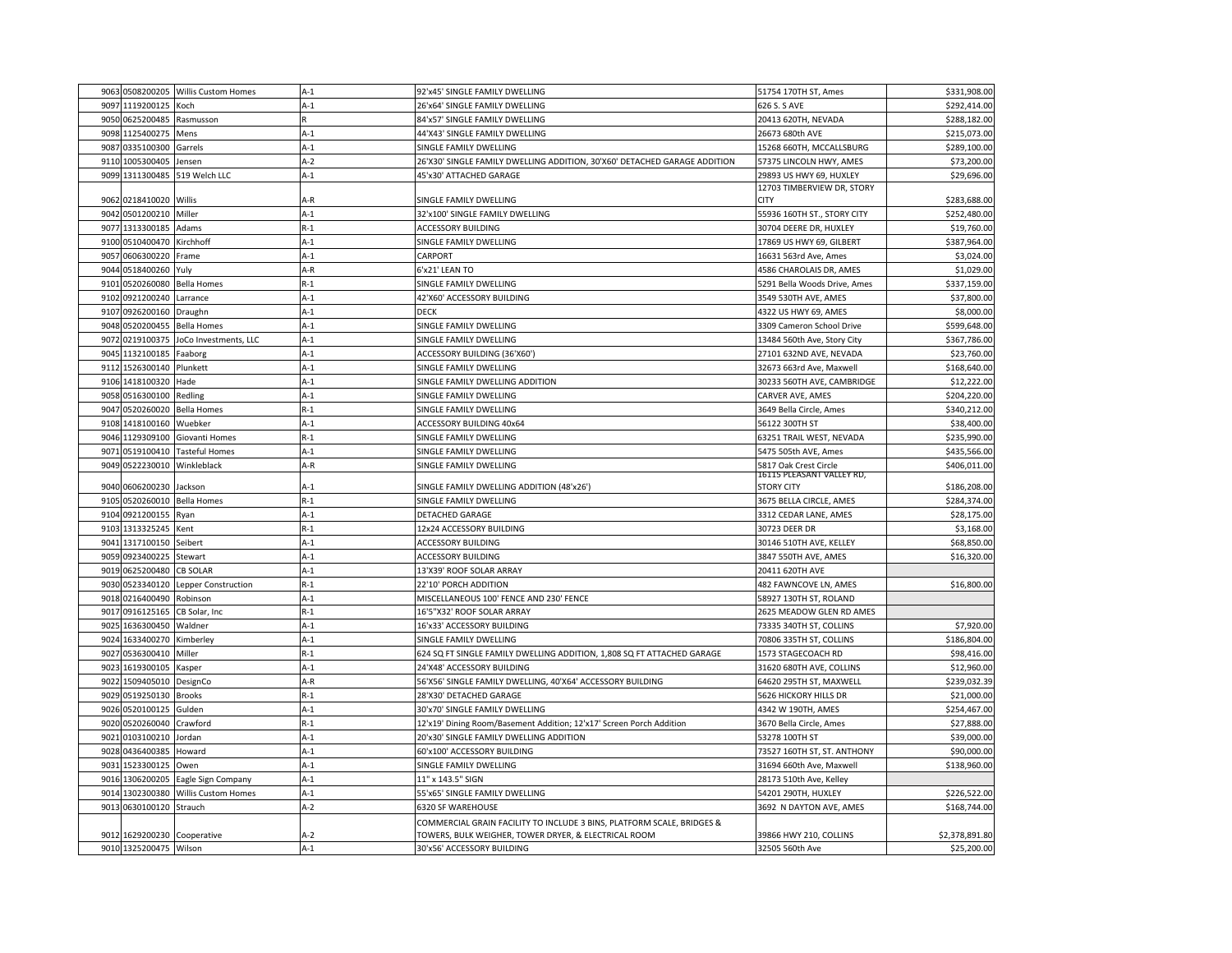| | | | | | | |
|---|---|---|---|---|---|---|
| 9063 | 0508200205 | Willis Custom Homes | A-1 | 92'x45' SINGLE FAMILY DWELLING | 51754 170TH ST, Ames | $331,908.00 |
| 9097 | 1119200125 | Koch | A-1 | 26'x64' SINGLE FAMILY DWELLING | 626 S. S AVE | $292,414.00 |
| 9050 | 0625200485 | Rasmusson | R | 84'x57' SINGLE FAMILY DWELLING | 20413 620TH, NEVADA | $288,182.00 |
| 9098 | 1125400275 | Mens | A-1 | 44'X43' SINGLE FAMILY DWELLING | 26673 680th AVE | $215,073.00 |
| 9087 | 0335100300 | Garrels | A-1 | SINGLE FAMILY DWELLING | 15268 660TH, MCCALLSBURG | $289,100.00 |
| 9110 | 1005300405 | Jensen | A-2 | 26'X30' SINGLE FAMILY DWELLING ADDITION, 30'X60' DETACHED GARAGE ADDITION | 57375 LINCOLN HWY, AMES | $73,200.00 |
| 9099 | 1311300485 | 519 Welch LLC | A-1 | 45'x30' ATTACHED GARAGE | 29893 US HWY 69, HUXLEY | $29,696.00 |
| 9062 | 0218410020 | Willis | A-R | SINGLE FAMILY DWELLING | 12703 TIMBERVIEW DR, STORY CITY | $283,688.00 |
| 9042 | 0501200210 | Miller | A-1 | 32'x100' SINGLE FAMILY DWELLING | 55936 160TH ST., STORY CITY | $252,480.00 |
| 9077 | 1313300185 | Adams | R-1 | ACCESSORY BUILDING | 30704 DEERE DR, HUXLEY | $19,760.00 |
| 9100 | 0510400470 | Kirchhoff | A-1 | SINGLE FAMILY DWELLING | 17869 US HWY 69, GILBERT | $387,964.00 |
| 9057 | 0606300220 | Frame | A-1 | CARPORT | 16631 563rd Ave, Ames | $3,024.00 |
| 9044 | 0518400260 | Yuly | A-R | 6'x21' LEAN TO | 4586 CHAROLAIS DR, AMES | $1,029.00 |
| 9101 | 0520260080 | Bella Homes | R-1 | SINGLE FAMILY DWELLING | 5291 Bella Woods Drive, Ames | $337,159.00 |
| 9102 | 0921200240 | Larrance | A-1 | 42'X60' ACCESSORY BUILDING | 3549 530TH AVE, AMES | $37,800.00 |
| 9107 | 0926200160 | Draughn | A-1 | DECK | 4322 US HWY 69, AMES | $8,000.00 |
| 9048 | 0520200455 | Bella Homes | A-1 | SINGLE FAMILY DWELLING | 3309 Cameron School Drive | $599,648.00 |
| 9072 | 0219100375 | JoCo Investments, LLC | A-1 | SINGLE FAMILY DWELLING | 13484 560th Ave, Story City | $367,786.00 |
| 9045 | 1132100185 | Faaborg | A-1 | ACCESSORY BUILDING (36'X60') | 27101 632ND AVE, NEVADA | $23,760.00 |
| 9112 | 1526300140 | Plunkett | A-1 | SINGLE FAMILY DWELLING | 32673 663rd Ave, Maxwell | $168,640.00 |
| 9106 | 1418100320 | Hade | A-1 | SINGLE FAMILY DWELLING ADDITION | 30233 560TH AVE, CAMBRIDGE | $12,222.00 |
| 9058 | 0516300100 | Redling | A-1 | SINGLE FAMILY DWELLING | CARVER AVE, AMES | $204,220.00 |
| 9047 | 0520260020 | Bella Homes | R-1 | SINGLE FAMILY DWELLING | 3649 Bella Circle, Ames | $340,212.00 |
| 9108 | 1418100160 | Wuebker | A-1 | ACCESSORY BUILDING 40x64 | 56122 300TH ST | $38,400.00 |
| 9046 | 1129309100 | Giovanti Homes | R-1 | SINGLE FAMILY DWELLING | 63251 TRAIL WEST, NEVADA | $235,990.00 |
| 9071 | 0519100410 | Tasteful Homes | A-1 | SINGLE FAMILY DWELLING | 5475 505th AVE, Ames | $435,566.00 |
| 9049 | 0522230010 | Winkleblack | A-R | SINGLE FAMILY DWELLING | 5817 Oak Crest Circle | $406,011.00 |
| 9040 | 0606200230 | Jackson | A-1 | SINGLE FAMILY DWELLING ADDITION (48'x26') | 16115 PLEASANT VALLEY RD, STORY CITY | $186,208.00 |
| 9105 | 0520260010 | Bella Homes | R-1 | SINGLE FAMILY DWELLING | 3675 BELLA CIRCLE, AMES | $284,374.00 |
| 9104 | 0921200155 | Ryan | A-1 | DETACHED GARAGE | 3312 CEDAR LANE, AMES | $28,175.00 |
| 9103 | 1313325245 | Kent | R-1 | 12x24 ACCESSORY BUILDING | 30723 DEER DR | $3,168.00 |
| 9041 | 1317100150 | Seibert | A-1 | ACCESSORY BUILDING | 30146 510TH AVE, KELLEY | $68,850.00 |
| 9059 | 0923400225 | Stewart | A-1 | ACCESSORY BUILDING | 3847 550TH AVE, AMES | $16,320.00 |
| 9019 | 0625200480 | CB SOLAR | A-1 | 13'X39' ROOF SOLAR ARRAY | 20411 620TH AVE | |
| 9030 | 0523340120 | Lepper Construction | R-1 | 22'10' PORCH ADDITION | 482 FAWNCOVE LN, AMES | $16,800.00 |
| 9018 | 0216400490 | Robinson | A-1 | MISCELLANEOUS 100' FENCE AND 230' FENCE | 58927 130TH ST, ROLAND | |
| 9017 | 0916125165 | CB Solar, Inc | R-1 | 16'5"X32' ROOF SOLAR ARRAY | 2625 MEADOW GLEN RD AMES | |
| 9025 | 1636300450 | Waldner | A-1 | 16'x33' ACCESSORY BUILDING | 73335 340TH ST, COLLINS | $7,920.00 |
| 9024 | 1633400270 | Kimberley | A-1 | SINGLE FAMILY DWELLING | 70806 335TH ST, COLLINS | $186,804.00 |
| 9027 | 0536300410 | Miller | R-1 | 624 SQ FT SINGLE FAMILY DWELLING ADDITION, 1,808 SQ FT ATTACHED GARAGE | 1573 STAGECOACH RD | $98,416.00 |
| 9023 | 1619300105 | Kasper | A-1 | 24'X48' ACCESSORY BUILDING | 31620 680TH AVE, COLLINS | $12,960.00 |
| 9022 | 1509405010 | DesignCo | A-R | 56'X56' SINGLE FAMILY DWELLING, 40'X64' ACCESSORY BUILDING | 64620 295TH ST, MAXWELL | $239,032.39 |
| 9029 | 0519250130 | Brooks | R-1 | 28'X30' DETACHED GARAGE | 5626 HICKORY HILLS DR | $21,000.00 |
| 9026 | 0520100125 | Gulden | A-1 | 30'x70' SINGLE FAMILY DWELLING | 4342 W 190TH, AMES | $254,467.00 |
| 9020 | 0520260040 | Crawford | R-1 | 12'x19' Dining Room/Basement Addition; 12'x17' Screen Porch Addition | 3670 Bella Circle, Ames | $27,888.00 |
| 9021 | 0103100210 | Jordan | A-1 | 20'x30' SINGLE FAMILY DWELLING ADDITION | 53278 100TH ST | $39,000.00 |
| 9028 | 0436400385 | Howard | A-1 | 60'x100' ACCESSORY BUILDING | 73527 160TH ST, ST. ANTHONY | $90,000.00 |
| 9031 | 1523300125 | Owen | A-1 | SINGLE FAMILY DWELLING | 31694 660th Ave, Maxwell | $138,960.00 |
| 9016 | 1306200205 | Eagle Sign Company | A-1 | 11" x 143.5" SIGN | 28173 510th Ave, Kelley | |
| 9014 | 1302300380 | Willis Custom Homes | A-1 | 55'x65' SINGLE FAMILY DWELLING | 54201 290TH, HUXLEY | $226,522.00 |
| 9013 | 0630100120 | Strauch | A-2 | 6320 SF WAREHOUSE | 3692 N DAYTON AVE, AMES | $168,744.00 |
| 9012 | 1629200230 | Cooperative | A-2 | COMMERCIAL GRAIN FACILITY TO INCLUDE 3 BINS, PLATFORM SCALE, BRIDGES & TOWERS, BULK WEIGHER, TOWER DRYER, & ELECTRICAL ROOM | 39866 HWY 210, COLLINS | $2,378,891.80 |
| 9010 | 1325200475 | Wilson | A-1 | 30'x56' ACCESSORY BUILDING | 32505 560th Ave | $25,200.00 |